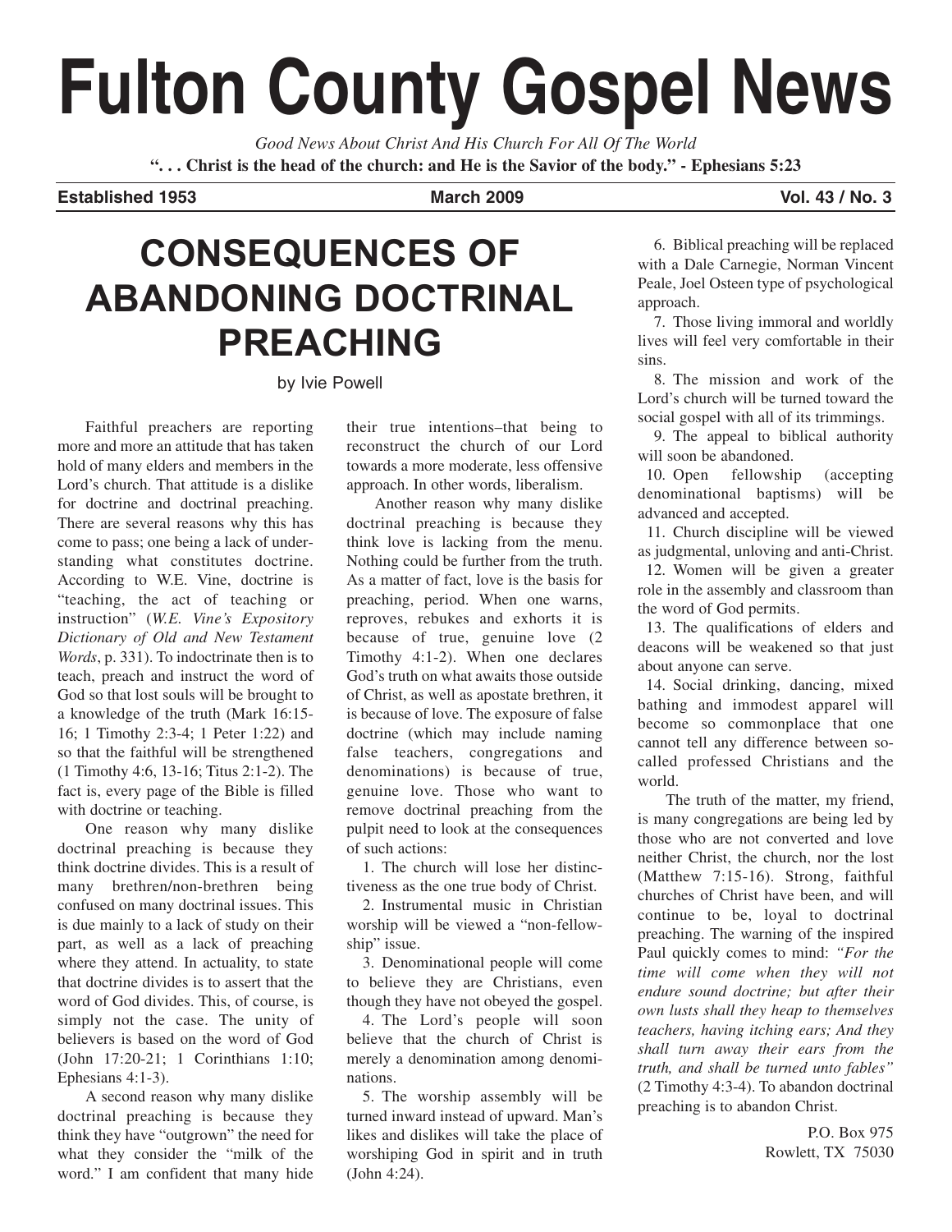# Fulton County Gospel News

*Good News About Christ And His Church For All Of The World*

**". . . Christ is the head of the church: and He is the Savior of the body." - Ephesians 5:23**

**Established 1953** **March 2009** **Vol. 43 / No. 3**

## CONSEQUENCES OF ABANDONING DOCTRINAL PREACHING

by Ivie Powell

Faithful preachers are reporting more and more an attitude that has taken hold of many elders and members in the Lord's church. That attitude is a dislike for doctrine and doctrinal preaching. There are several reasons why this has come to pass; one being a lack of understanding what constitutes doctrine. According to W.E. Vine, doctrine is "teaching, the act of teaching or instruction" (*W.E. Vine's Expository Dictionary of Old and New Testament Words*, p. 331). To indoctrinate then is to teach, preach and instruct the word of God so that lost souls will be brought to a knowledge of the truth (Mark 16:15-16; 1 Timothy 2:3-4; 1 Peter 1:22) and so that the faithful will be strengthened (1 Timothy 4:6, 13-16; Titus 2:1-2). The fact is, every page of the Bible is filled with doctrine or teaching.

One reason why many dislike doctrinal preaching is because they think doctrine divides. This is a result of many brethren/non-brethren being confused on many doctrinal issues. This is due mainly to a lack of study on their part, as well as a lack of preaching where they attend. In actuality, to state that doctrine divides is to assert that the word of God divides. This, of course, is simply not the case. The unity of believers is based on the word of God (John 17:20-21; 1 Corinthians 1:10; Ephesians 4:1-3).

A second reason why many dislike doctrinal preaching is because they think they have "outgrown" the need for what they consider the "milk of the word." I am confident that many hide their true intentions–that being to reconstruct the church of our Lord towards a more moderate, less offensive approach. In other words, liberalism.

Another reason why many dislike doctrinal preaching is because they think love is lacking from the menu. Nothing could be further from the truth. As a matter of fact, love is the basis for preaching, period. When one warns, reproves, rebukes and exhorts it is because of true, genuine love (2 Timothy 4:1-2). When one declares God's truth on what awaits those outside of Christ, as well as apostate brethren, it is because of love. The exposure of false doctrine (which may include naming false teachers, congregations and denominations) is because of true, genuine love. Those who want to remove doctrinal preaching from the pulpit need to look at the consequences of such actions:

1. The church will lose her distinctiveness as the one true body of Christ.
2. Instrumental music in Christian worship will be viewed a "non-fellowship" issue.
3. Denominational people will come to believe they are Christians, even though they have not obeyed the gospel.
4. The Lord's people will soon believe that the church of Christ is merely a denomination among denominations.
5. The worship assembly will be turned inward instead of upward. Man's likes and dislikes will take the place of worshiping God in spirit and in truth (John 4:24).
6. Biblical preaching will be replaced with a Dale Carnegie, Norman Vincent Peale, Joel Osteen type of psychological approach.
7. Those living immoral and worldly lives will feel very comfortable in their sins.
8. The mission and work of the Lord's church will be turned toward the social gospel with all of its trimmings.
9. The appeal to biblical authority will soon be abandoned.
10. Open fellowship (accepting denominational baptisms) will be advanced and accepted.
11. Church discipline will be viewed as judgmental, unloving and anti-Christ.
12. Women will be given a greater role in the assembly and classroom than the word of God permits.
13. The qualifications of elders and deacons will be weakened so that just about anyone can serve.
14. Social drinking, dancing, mixed bathing and immodest apparel will become so commonplace that one cannot tell any difference between so-called professed Christians and the world.

The truth of the matter, my friend, is many congregations are being led by those who are not converted and love neither Christ, the church, nor the lost (Matthew 7:15-16). Strong, faithful churches of Christ have been, and will continue to be, loyal to doctrinal preaching. The warning of the inspired Paul quickly comes to mind: *"For the time will come when they will not endure sound doctrine; but after their own lusts shall they heap to themselves teachers, having itching ears; And they shall turn away their ears from the truth, and shall be turned unto fables"* (2 Timothy 4:3-4). To abandon doctrinal preaching is to abandon Christ.

P.O. Box 975
Rowlett, TX 75030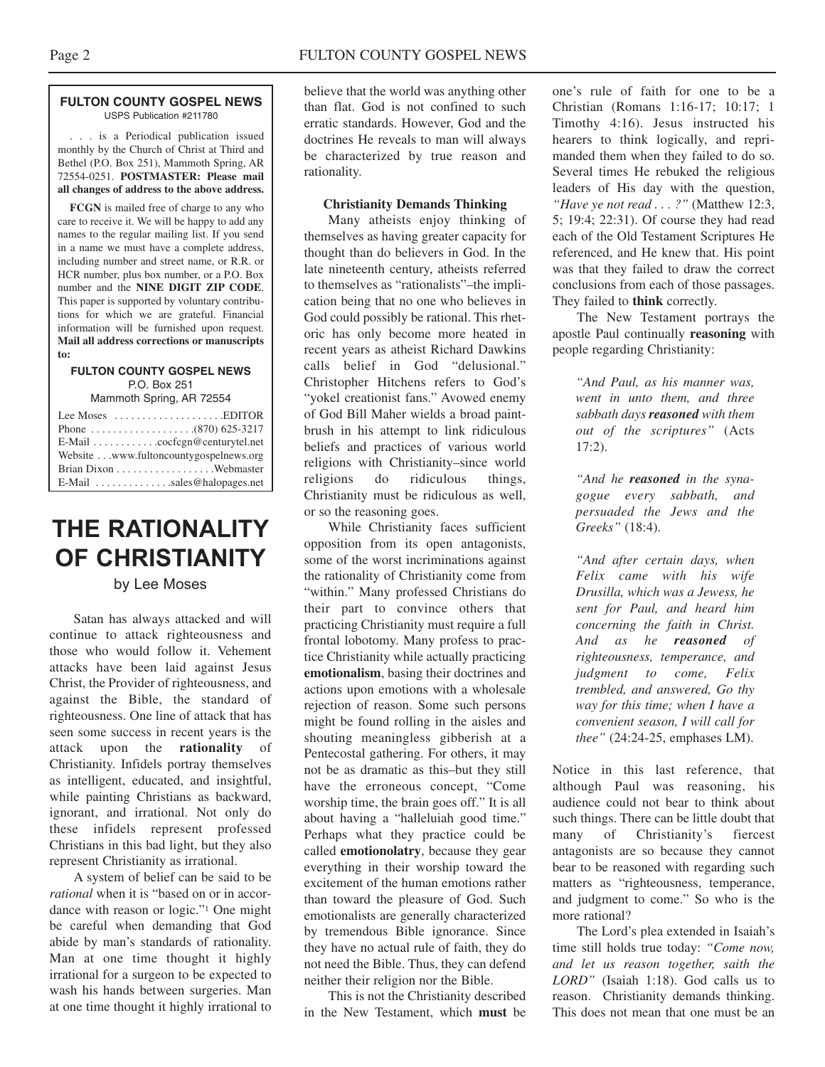**FULTON COUNTY GOSPEL NEWS**
USPS Publication #211780

. . . is a Periodical publication issued monthly by the Church of Christ at Third and Bethel (P.O. Box 251), Mammoth Spring, AR 72554-0251. **POSTMASTER: Please mail all changes of address to the above address.**

**FCGN** is mailed free of charge to any who care to receive it. We will be happy to add any names to the regular mailing list. If you send in a name we must have a complete address, including number and street name, or R.R. or HCR number, plus box number, or a P.O. Box number and the **NINE DIGIT ZIP CODE**. This paper is supported by voluntary contributions for which we are grateful. Financial information will be furnished upon request. **Mail all address corrections or manuscripts to:**

**FULTON COUNTY GOSPEL NEWS**
P.O. Box 251
Mammoth Spring, AR 72554

Lee Moses . . . . . . . . . . . . . . . . . . .EDITOR
Phone . . . . . . . . . . . . . . . . . .(870) 625-3217
E-Mail . . . . . . . . . . . .cocfcgn@centurytel.net
Website . . .www.fultoncountygospelnews.org
Brian Dixon . . . . . . . . . . . . . . . . .Webmaster
E-Mail . . . . . . . . . . . . .sales@halopages.net

# THE RATIONALITY OF CHRISTIANITY

by Lee Moses

Satan has always attacked and will continue to attack righteousness and those who would follow it. Vehement attacks have been laid against Jesus Christ, the Provider of righteousness, and against the Bible, the standard of righteousness. One line of attack that has seen some success in recent years is the attack upon the **rationality** of Christianity. Infidels portray themselves as intelligent, educated, and insightful, while painting Christians as backward, ignorant, and irrational. Not only do these infidels represent professed Christians in this bad light, but they also represent Christianity as irrational.

A system of belief can be said to be *rational* when it is "based on or in accordance with reason or logic."[1] One might be careful when demanding that God abide by man's standards of rationality. Man at one time thought it highly irrational for a surgeon to be expected to wash his hands between surgeries. Man at one time thought it highly irrational to believe that the world was anything other than flat. God is not confined to such erratic standards. However, God and the doctrines He reveals to man will always be characterized by true reason and rationality.

### Christianity Demands Thinking

Many atheists enjoy thinking of themselves as having greater capacity for thought than do believers in God. In the late nineteenth century, atheists referred to themselves as "rationalists"–the implication being that no one who believes in God could possibly be rational. This rhetoric has only become more heated in recent years as atheist Richard Dawkins calls belief in God "delusional." Christopher Hitchens refers to God's "yokel creationist fans." Avowed enemy of God Bill Maher wields a broad paintbrush in his attempt to link ridiculous beliefs and practices of various world religions with Christianity–since world religions do ridiculous things, Christianity must be ridiculous as well, or so the reasoning goes.

While Christianity faces sufficient opposition from its open antagonists, some of the worst incriminations against the rationality of Christianity come from "within." Many professed Christians do their part to convince others that practicing Christianity must require a full frontal lobotomy. Many profess to practice Christianity while actually practicing **emotionalism**, basing their doctrines and actions upon emotions with a wholesale rejection of reason. Some such persons might be found rolling in the aisles and shouting meaningless gibberish at a Pentecostal gathering. For others, it may not be as dramatic as this–but they still have the erroneous concept, "Come worship time, the brain goes off." It is all about having a "halleluiah good time." Perhaps what they practice could be called **emotionolatry**, because they gear everything in their worship toward the excitement of the human emotions rather than toward the pleasure of God. Such emotionalists are generally characterized by tremendous Bible ignorance. Since they have no actual rule of faith, they do not need the Bible. Thus, they can defend neither their religion nor the Bible.

This is not the Christianity described in the New Testament, which **must** be one's rule of faith for one to be a Christian (Romans 1:16-17; 10:17; 1 Timothy 4:16). Jesus instructed his hearers to think logically, and reprimanded them when they failed to do so. Several times He rebuked the religious leaders of His day with the question, *"Have ye not read . . . ?"* (Matthew 12:3, 5; 19:4; 22:31). Of course they had read each of the Old Testament Scriptures He referenced, and He knew that. His point was that they failed to draw the correct conclusions from each of those passages. They failed to **think** correctly.

The New Testament portrays the apostle Paul continually **reasoning** with people regarding Christianity:

> *"And Paul, as his manner was, went in unto them, and three sabbath days **reasoned** with them out of the scriptures"* (Acts 17:2).
>
> *"And he **reasoned** in the synagogue every sabbath, and persuaded the Jews and the Greeks"* (18:4).
>
> *"And after certain days, when Felix came with his wife Drusilla, which was a Jewess, he sent for Paul, and heard him concerning the faith in Christ. And as he **reasoned** of righteousness, temperance, and judgment to come, Felix trembled, and answered, Go thy way for this time; when I have a convenient season, I will call for thee"* (24:24-25, emphases LM).

Notice in this last reference, that although Paul was reasoning, his audience could not bear to think about such things. There can be little doubt that many of Christianity's fiercest antagonists are so because they cannot bear to be reasoned with regarding such matters as "righteousness, temperance, and judgment to come." So who is the more rational?

The Lord's plea extended in Isaiah's time still holds true today: *"Come now, and let us reason together, saith the LORD"* (Isaiah 1:18). God calls us to reason. Christianity demands thinking. This does not mean that one must be an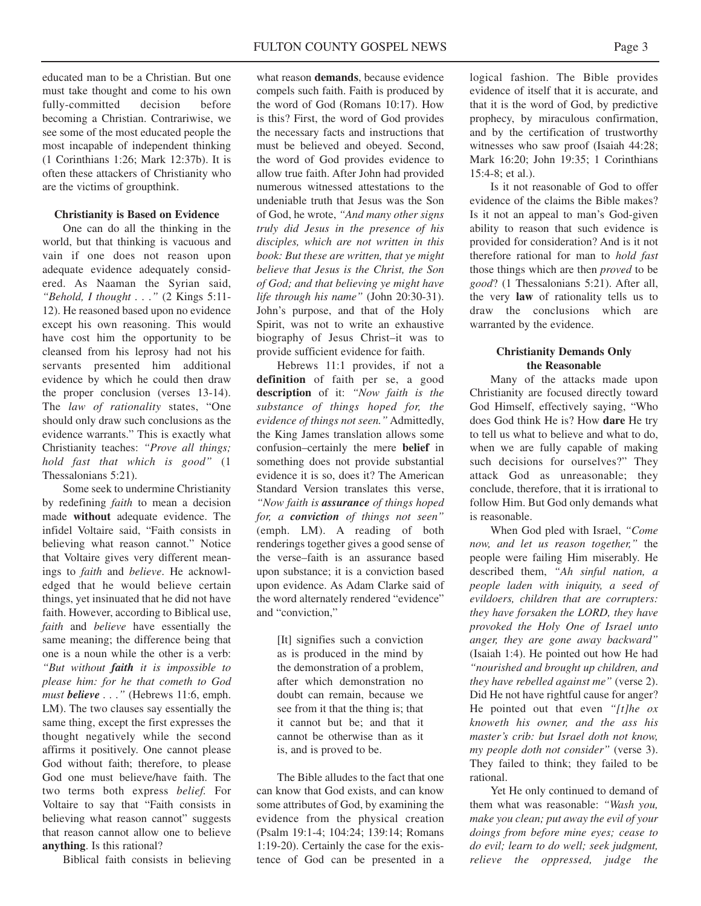educated man to be a Christian. But one must take thought and come to his own fully-committed decision before becoming a Christian. Contrariwise, we see some of the most educated people the most incapable of independent thinking (1 Corinthians 1:26; Mark 12:37b). It is often these attackers of Christianity who are the victims of groupthink.

### Christianity is Based on Evidence

One can do all the thinking in the world, but that thinking is vacuous and vain if one does not reason upon adequate evidence adequately considered. As Naaman the Syrian said, *"Behold, I thought . . ."* (2 Kings 5:11-12). He reasoned based upon no evidence except his own reasoning. This would have cost him the opportunity to be cleansed from his leprosy had not his servants presented him additional evidence by which he could then draw the proper conclusion (verses 13-14). The *law of rationality* states, "One should only draw such conclusions as the evidence warrants." This is exactly what Christianity teaches: *"Prove all things; hold fast that which is good"* (1 Thessalonians 5:21).

Some seek to undermine Christianity by redefining *faith* to mean a decision made **without** adequate evidence. The infidel Voltaire said, "Faith consists in believing what reason cannot." Notice that Voltaire gives very different meanings to *faith* and *believe*. He acknowledged that he would believe certain things, yet insinuated that he did not have faith. However, according to Biblical use, *faith* and *believe* have essentially the same meaning; the difference being that one is a noun while the other is a verb: *"But without **faith** it is impossible to please him: for he that cometh to God must **believe** . . ."* (Hebrews 11:6, emph. LM). The two clauses say essentially the same thing, except the first expresses the thought negatively while the second affirms it positively. One cannot please God without faith; therefore, to please God one must believe/have faith. The two terms both express *belief.* For Voltaire to say that "Faith consists in believing what reason cannot" suggests that reason cannot allow one to believe **anything**. Is this rational?

Biblical faith consists in believing what reason **demands**, because evidence compels such faith. Faith is produced by the word of God (Romans 10:17). How is this? First, the word of God provides the necessary facts and instructions that must be believed and obeyed. Second, the word of God provides evidence to allow true faith. After John had provided numerous witnessed attestations to the undeniable truth that Jesus was the Son of God, he wrote, *"And many other signs truly did Jesus in the presence of his disciples, which are not written in this book: But these are written, that ye might believe that Jesus is the Christ, the Son of God; and that believing ye might have life through his name"* (John 20:30-31). John's purpose, and that of the Holy Spirit, was not to write an exhaustive biography of Jesus Christ–it was to provide sufficient evidence for faith.

Hebrews 11:1 provides, if not a **definition** of faith per se, a good **description** of it: *"Now faith is the substance of things hoped for, the evidence of things not seen."* Admittedly, the King James translation allows some confusion–certainly the mere **belief** in something does not provide substantial evidence it is so, does it? The American Standard Version translates this verse, *"Now faith is **assurance** of things hoped for, a **conviction** of things not seen"* (emph. LM). A reading of both renderings together gives a good sense of the verse–faith is an assurance based upon substance; it is a conviction based upon evidence. As Adam Clarke said of the word alternately rendered "evidence" and "conviction,"

> [It] signifies such a conviction as is produced in the mind by the demonstration of a problem, after which demonstration no doubt can remain, because we see from it that the thing is; that it cannot but be; and that it cannot be otherwise than as it is, and is proved to be.

The Bible alludes to the fact that one can know that God exists, and can know some attributes of God, by examining the evidence from the physical creation (Psalm 19:1-4; 104:24; 139:14; Romans 1:19-20). Certainly the case for the existence of God can be presented in a logical fashion. The Bible provides evidence of itself that it is accurate, and that it is the word of God, by predictive prophecy, by miraculous confirmation, and by the certification of trustworthy witnesses who saw proof (Isaiah 44:28; Mark 16:20; John 19:35; 1 Corinthians 15:4-8; et al.).

Is it not reasonable of God to offer evidence of the claims the Bible makes? Is it not an appeal to man's God-given ability to reason that such evidence is provided for consideration? And is it not therefore rational for man to *hold fast* those things which are then *proved* to be *good*? (1 Thessalonians 5:21). After all, the very **law** of rationality tells us to draw the conclusions which are warranted by the evidence.

### Christianity Demands Only the Reasonable

Many of the attacks made upon Christianity are focused directly toward God Himself, effectively saying, "Who does God think He is? How **dare** He try to tell us what to believe and what to do, when we are fully capable of making such decisions for ourselves?" They attack God as unreasonable; they conclude, therefore, that it is irrational to follow Him. But God only demands what is reasonable.

When God pled with Israel, *"Come now, and let us reason together,"* the people were failing Him miserably. He described them, *"Ah sinful nation, a people laden with iniquity, a seed of evildoers, children that are corrupters: they have forsaken the LORD, they have provoked the Holy One of Israel unto anger, they are gone away backward"* (Isaiah 1:4). He pointed out how He had *"nourished and brought up children, and they have rebelled against me"* (verse 2). Did He not have rightful cause for anger? He pointed out that even *"[t]he ox knoweth his owner, and the ass his master's crib: but Israel doth not know, my people doth not consider"* (verse 3). They failed to think; they failed to be rational.

Yet He only continued to demand of them what was reasonable: *"Wash you, make you clean; put away the evil of your doings from before mine eyes; cease to do evil; learn to do well; seek judgment, relieve the oppressed, judge the*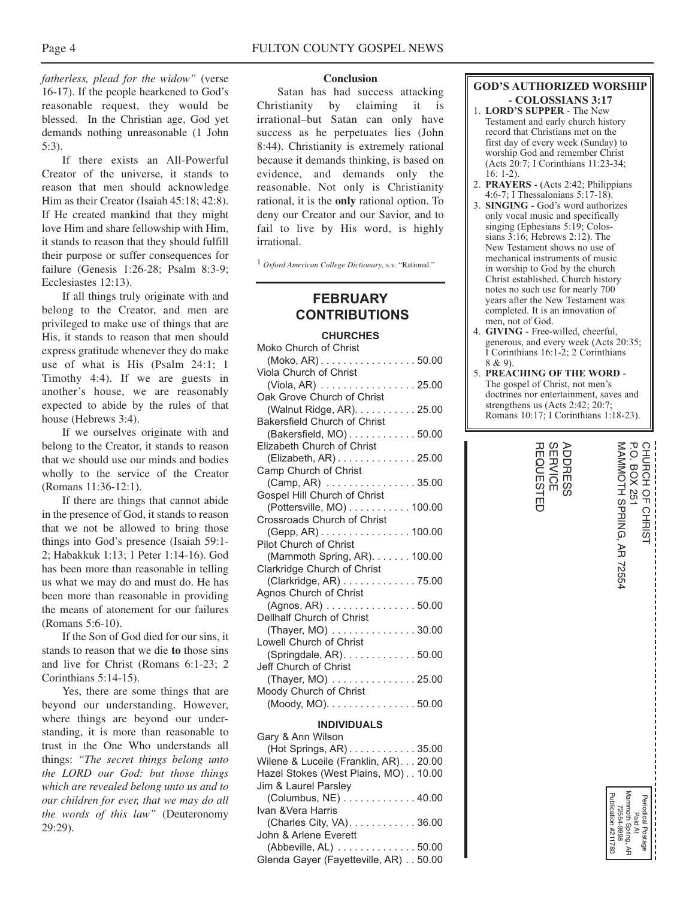*fatherless, plead for the widow"* (verse 16-17). If the people hearkened to God's reasonable request, they would be blessed. In the Christian age, God yet demands nothing unreasonable (1 John 5:3).

If there exists an All-Powerful Creator of the universe, it stands to reason that men should acknowledge Him as their Creator (Isaiah 45:18; 42:8). If He created mankind that they might love Him and share fellowship with Him, it stands to reason that they should fulfill their purpose or suffer consequences for failure (Genesis 1:26-28; Psalm 8:3-9; Ecclesiastes 12:13).

If all things truly originate with and belong to the Creator, and men are privileged to make use of things that are His, it stands to reason that men should express gratitude whenever they do make use of what is His (Psalm 24:1; 1 Timothy 4:4). If we are guests in another's house, we are reasonably expected to abide by the rules of that house (Hebrews 3:4).

If we ourselves originate with and belong to the Creator, it stands to reason that we should use our minds and bodies wholly to the service of the Creator (Romans 11:36-12:1).

If there are things that cannot abide in the presence of God, it stands to reason that we not be allowed to bring those things into God's presence (Isaiah 59:1-2; Habakkuk 1:13; 1 Peter 1:14-16). God has been more than reasonable in telling us what we may do and must do. He has been more than reasonable in providing the means of atonement for our failures (Romans 5:6-10).

If the Son of God died for our sins, it stands to reason that we die **to** those sins and live for Christ (Romans 6:1-23; 2 Corinthians 5:14-15).

Yes, there are some things that are beyond our understanding. However, where things are beyond our understanding, it is more than reasonable to trust in the One Who understands all things: *"The secret things belong unto the LORD our God: but those things which are revealed belong unto us and to our children for ever, that we may do all the words of this law"* (Deuteronomy 29:29).

### Conclusion

Satan has had success attacking Christianity by claiming it is irrational–but Satan can only have success as he perpetuates lies (John 8:44). Christianity is extremely rational because it demands thinking, is based on evidence, and demands only the reasonable. Not only is Christianity rational, it is the **only** rational option. To deny our Creator and our Savior, and to fail to live by His word, is highly irrational.

[1] *Oxford American College Dictionary*, s.v. "Rational."

## FEBRUARY CONTRIBUTIONS

### CHURCHES

Moko Church of Christ (Moko, AR) . . . . . . . . . . . . . . . . . 50.00
Viola Church of Christ (Viola, AR) . . . . . . . . . . . . . . . . . 25.00
Oak Grove Church of Christ (Walnut Ridge, AR). . . . . . . . . . . 25.00
Bakersfield Church of Christ (Bakersfield, MO) . . . . . . . . . . . . 50.00
Elizabeth Church of Christ (Elizabeth, AR) . . . . . . . . . . . . . . 25.00
Camp Church of Christ (Camp, AR) . . . . . . . . . . . . . . . . 35.00
Gospel Hill Church of Christ (Pottersville, MO) . . . . . . . . . . . 100.00
Crossroads Church of Christ (Gepp, AR) . . . . . . . . . . . . . . . . 100.00
Pilot Church of Christ (Mammoth Spring, AR). . . . . . . 100.00
Clarkridge Church of Christ (Clarkridge, AR) . . . . . . . . . . . . . 75.00
Agnos Church of Christ (Agnos, AR) . . . . . . . . . . . . . . . . 50.00
Dellhalf Church of Christ (Thayer, MO) . . . . . . . . . . . . . . . 30.00
Lowell Church of Christ (Springdale, AR). . . . . . . . . . . . . 50.00
Jeff Church of Christ (Thayer, MO) . . . . . . . . . . . . . . . 25.00
Moody Church of Christ (Moody, MO). . . . . . . . . . . . . . . . 50.00

### INDIVIDUALS

Gary & Ann Wilson (Hot Springs, AR) . . . . . . . . . . . . 35.00
Wilene & Luceile (Franklin, AR). . . 20.00
Hazel Stokes (West Plains, MO) . . 10.00
Jim & Laurel Parsley (Columbus, NE) . . . . . . . . . . . . . 40.00
Ivan &Vera Harris (Charles City, VA). . . . . . . . . . . . 36.00
John & Arlene Everett (Abbeville, AL) . . . . . . . . . . . . . . 50.00
Glenda Gayer (Fayetteville, AR) . . 50.00

### GOD'S AUTHORIZED WORSHIP - COLOSSIANS 3:17

1. **LORD'S SUPPER** - The New Testament and early church history record that Christians met on the first day of every week (Sunday) to worship God and remember Christ (Acts 20:7; I Corinthians 11:23-34; 16: 1-2).
2. **PRAYERS** - (Acts 2:42; Philippians 4:6-7; I Thessalonians 5:17-18).
3. **SINGING** - God's word authorizes only vocal music and specifically singing (Ephesians 5:19; Colossians 3:16; Hebrews 2:12). The New Testament shows no use of mechanical instruments of music in worship to God by the church Christ established. Church history notes no such use for nearly 700 years after the New Testament was completed. It is an innovation of men, not of God.
4. **GIVING** - Free-willed, cheerful, generous, and every week (Acts 20:35; I Corinthians 16:1-2; 2 Corinthians 8 & 9).
5. **PREACHING OF THE WORD** - The gospel of Christ, not men's doctrines nor entertainment, saves and strengthens us (Acts 2:42; 20:7; Romans 10:17; I Corinthians 1:18-23).

CHURCH OF CHRIST
P.O. BOX 251
MAMMOTH SPRING, AR 72554

ADDRESS SERVICE REQUESTED

Periodical Postage Paid At Mammoth Spring, AR 72554-9998 Publication #211780